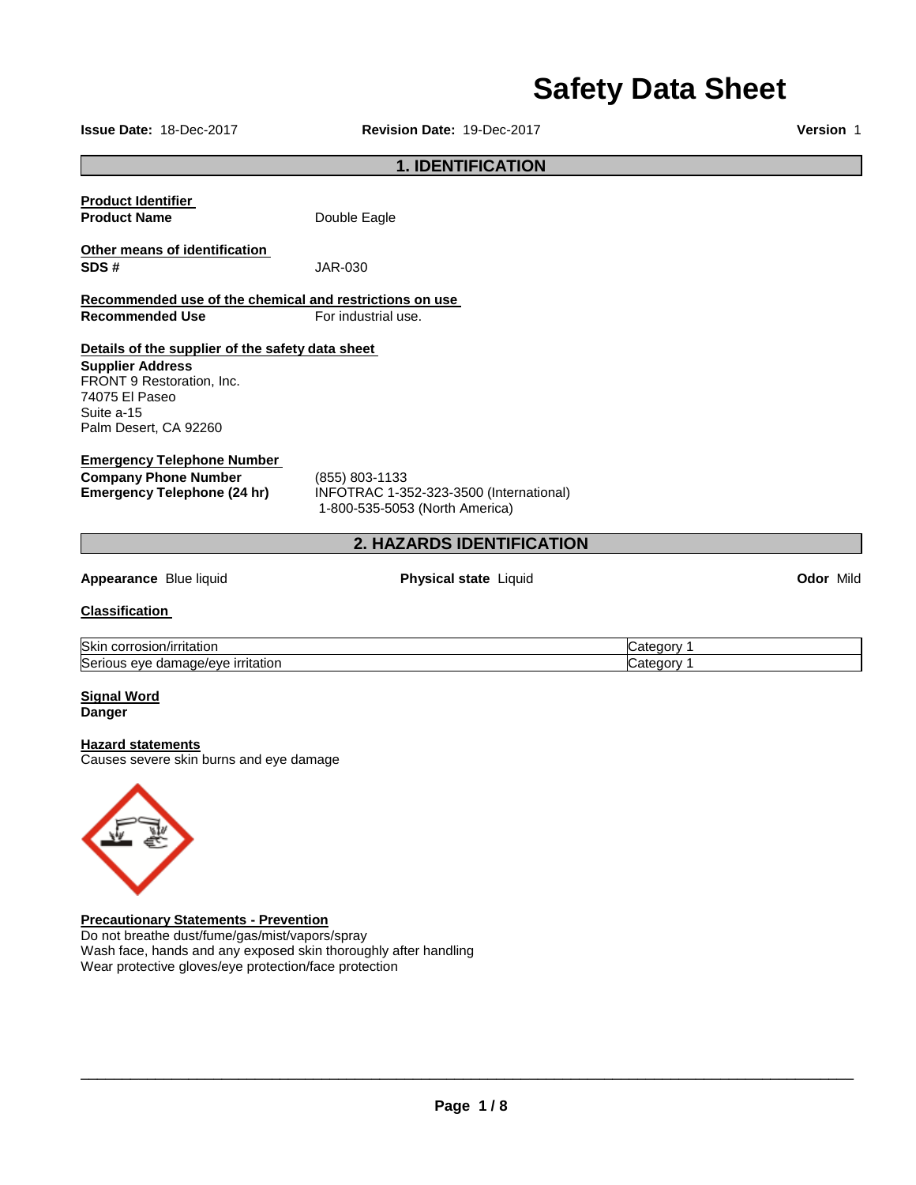# Safety Data Sheet

**Issue Date:** 18-Dec-2017 **Revision Date:** 19-Dec-2017 **Version** 1

## 1. IDENTIFICATION

**Product Identifier**

**Product Name** Double Eagle

**Other means of identification**

**SDS #** JAR-030

**Recommended use of the chemical and restrictions on use**

**Recommended Use** For industrial use.

**Details of the supplier of the safety data sheet**

**Supplier Address**
FRONT 9 Restoration, Inc.
74075 El Paseo
Suite a-15
Palm Desert, CA 92260

**Emergency Telephone Number**

**Company Phone Number** (855) 803-1133

**Emergency Telephone (24 hr)** INFOTRAC 1-352-323-3500 (International)
1-800-535-5053 (North America)

## 2. HAZARDS IDENTIFICATION

**Appearance** Blue liquid **Physical state** Liquid **Odor** Mild

**Classification**

| Hazard | Category |
|---|---|
| Skin corrosion/irritation | Category 1 |
| Serious eye damage/eye irritation | Category 1 |

**Signal Word**

**Danger**

**Hazard statements**

Causes severe skin burns and eye damage

**Precautionary Statements - Prevention**

Do not breathe dust/fume/gas/mist/vapors/spray
Wash face, hands and any exposed skin thoroughly after handling
Wear protective gloves/eye protection/face protection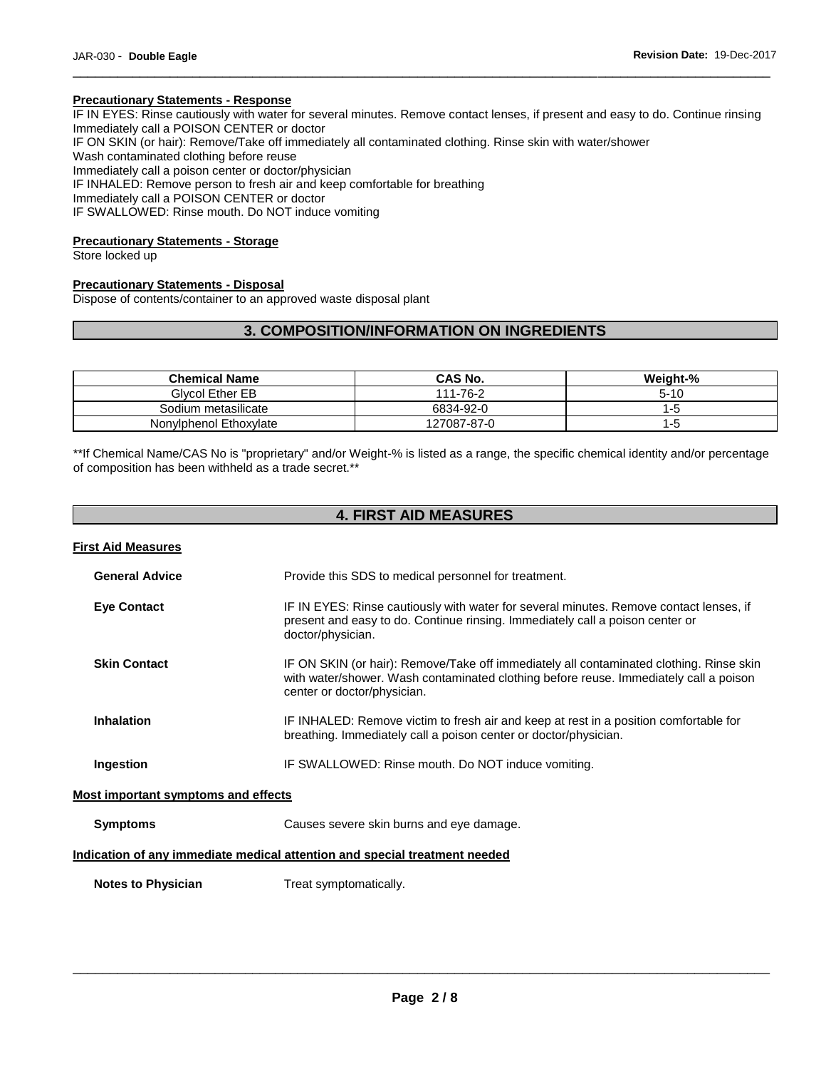#### Precautionary Statements - Response

IF IN EYES: Rinse cautiously with water for several minutes. Remove contact lenses, if present and easy to do. Continue rinsing
Immediately call a POISON CENTER or doctor
IF ON SKIN (or hair): Remove/Take off immediately all contaminated clothing. Rinse skin with water/shower
Wash contaminated clothing before reuse
Immediately call a poison center or doctor/physician
IF INHALED: Remove person to fresh air and keep comfortable for breathing
Immediately call a POISON CENTER or doctor
IF SWALLOWED: Rinse mouth. Do NOT induce vomiting

#### Precautionary Statements - Storage

Store locked up

#### Precautionary Statements - Disposal

Dispose of contents/container to an approved waste disposal plant

## 3. COMPOSITION/INFORMATION ON INGREDIENTS

| Chemical Name | CAS No. | Weight-% |
|---|---|---|
| Glycol Ether EB | 111-76-2 | 5-10 |
| Sodium metasilicate | 6834-92-0 | 1-5 |
| Nonylphenol Ethoxylate | 127087-87-0 | 1-5 |

**If Chemical Name/CAS No is "proprietary" and/or Weight-% is listed as a range, the specific chemical identity and/or percentage of composition has been withheld as a trade secret.**

## 4. FIRST AID MEASURES

#### First Aid Measures

**General Advice** Provide this SDS to medical personnel for treatment.

**Eye Contact** IF IN EYES: Rinse cautiously with water for several minutes. Remove contact lenses, if present and easy to do. Continue rinsing. Immediately call a poison center or doctor/physician.

**Skin Contact** IF ON SKIN (or hair): Remove/Take off immediately all contaminated clothing. Rinse skin with water/shower. Wash contaminated clothing before reuse. Immediately call a poison center or doctor/physician.

**Inhalation** IF INHALED: Remove victim to fresh air and keep at rest in a position comfortable for breathing. Immediately call a poison center or doctor/physician.

**Ingestion** IF SWALLOWED: Rinse mouth. Do NOT induce vomiting.

#### Most important symptoms and effects

**Symptoms** Causes severe skin burns and eye damage.

#### Indication of any immediate medical attention and special treatment needed

**Notes to Physician** Treat symptomatically.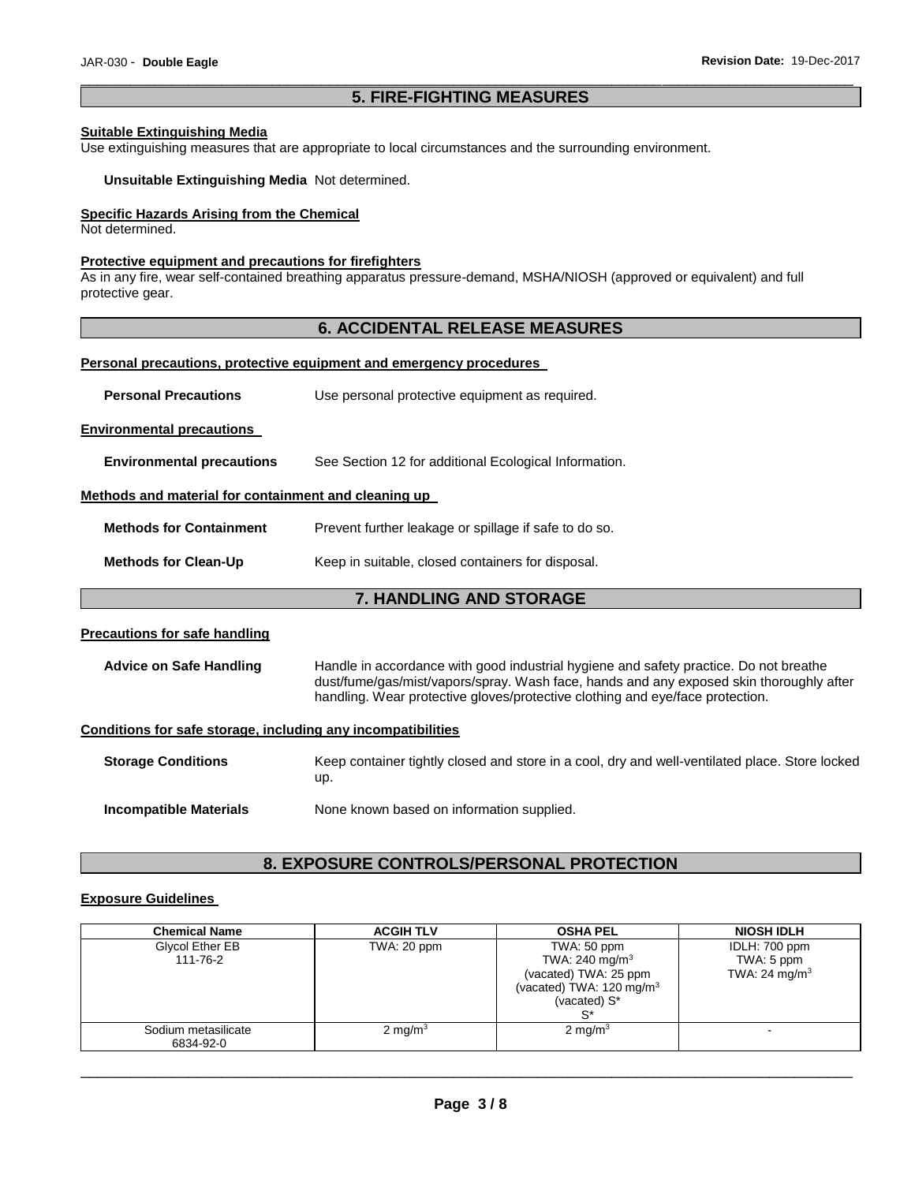## 5. FIRE-FIGHTING MEASURES

**Suitable Extinguishing Media**

Use extinguishing measures that are appropriate to local circumstances and the surrounding environment.

**Unsuitable Extinguishing Media** Not determined.

**Specific Hazards Arising from the Chemical**

Not determined.

**Protective equipment and precautions for firefighters**

As in any fire, wear self-contained breathing apparatus pressure-demand, MSHA/NIOSH (approved or equivalent) and full protective gear.

## 6. ACCIDENTAL RELEASE MEASURES

**Personal precautions, protective equipment and emergency procedures**

**Personal Precautions** Use personal protective equipment as required.

**Environmental precautions**

**Environmental precautions** See Section 12 for additional Ecological Information.

**Methods and material for containment and cleaning up**

**Methods for Containment** Prevent further leakage or spillage if safe to do so.

**Methods for Clean-Up** Keep in suitable, closed containers for disposal.

## 7. HANDLING AND STORAGE

**Precautions for safe handling**

**Advice on Safe Handling** Handle in accordance with good industrial hygiene and safety practice. Do not breathe dust/fume/gas/mist/vapors/spray. Wash face, hands and any exposed skin thoroughly after handling. Wear protective gloves/protective clothing and eye/face protection.

**Conditions for safe storage, including any incompatibilities**

**Storage Conditions** Keep container tightly closed and store in a cool, dry and well-ventilated place. Store locked up.

**Incompatible Materials** None known based on information supplied.

## 8. EXPOSURE CONTROLS/PERSONAL PROTECTION

**Exposure Guidelines**

| Chemical Name | ACGIH TLV | OSHA PEL | NIOSH IDLH |
|---|---|---|---|
| Glycol Ether EB 111-76-2 | TWA: 20 ppm | TWA: 50 ppm<br>TWA: 240 mg/m$^3$<br>(vacated) TWA: 25 ppm<br>(vacated) TWA: 120 mg/m$^3$<br>(vacated) S*<br>S* | IDLH: 700 ppm<br>TWA: 5 ppm<br>TWA: 24 mg/m$^3$ |
| Sodium metasilicate 6834-92-0 | 2 mg/m$^3$ | 2 mg/m$^3$ | - |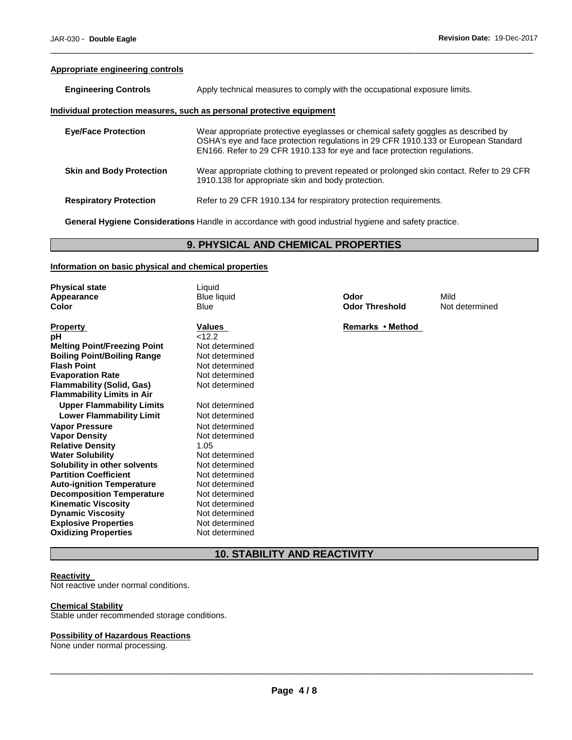#### Appropriate engineering controls

**Engineering Controls** Apply technical measures to comply with the occupational exposure limits.

#### Individual protection measures, such as personal protective equipment

**Eye/Face Protection** Wear appropriate protective eyeglasses or chemical safety goggles as described by OSHA's eye and face protection regulations in 29 CFR 1910.133 or European Standard EN166. Refer to 29 CFR 1910.133 for eye and face protection regulations.

**Skin and Body Protection** Wear appropriate clothing to prevent repeated or prolonged skin contact. Refer to 29 CFR 1910.138 for appropriate skin and body protection.

**Respiratory Protection** Refer to 29 CFR 1910.134 for respiratory protection requirements.

**General Hygiene Considerations** Handle in accordance with good industrial hygiene and safety practice.

## 9. PHYSICAL AND CHEMICAL PROPERTIES

#### Information on basic physical and chemical properties

| | | | |
|---|---|---|---|
| **Physical state** | Liquid | | |
| **Appearance** | Blue liquid | **Odor** | Mild |
| **Color** | Blue | **Odor Threshold** | Not determined |

| **Property** | **Values** | **Remarks • Method** |
|---|---|---|
| **pH** | <12.2 | |
| **Melting Point/Freezing Point** | Not determined | |
| **Boiling Point/Boiling Range** | Not determined | |
| **Flash Point** | Not determined | |
| **Evaporation Rate** | Not determined | |
| **Flammability (Solid, Gas)** | Not determined | |
| **Flammability Limits in Air** | | |
| **Upper Flammability Limits** | Not determined | |
| **Lower Flammability Limit** | Not determined | |
| **Vapor Pressure** | Not determined | |
| **Vapor Density** | Not determined | |
| **Relative Density** | 1.05 | |
| **Water Solubility** | Not determined | |
| **Solubility in other solvents** | Not determined | |
| **Partition Coefficient** | Not determined | |
| **Auto-ignition Temperature** | Not determined | |
| **Decomposition Temperature** | Not determined | |
| **Kinematic Viscosity** | Not determined | |
| **Dynamic Viscosity** | Not determined | |
| **Explosive Properties** | Not determined | |
| **Oxidizing Properties** | Not determined | |

## 10. STABILITY AND REACTIVITY

#### Reactivity

Not reactive under normal conditions.

#### Chemical Stability

Stable under recommended storage conditions.

#### Possibility of Hazardous Reactions

None under normal processing.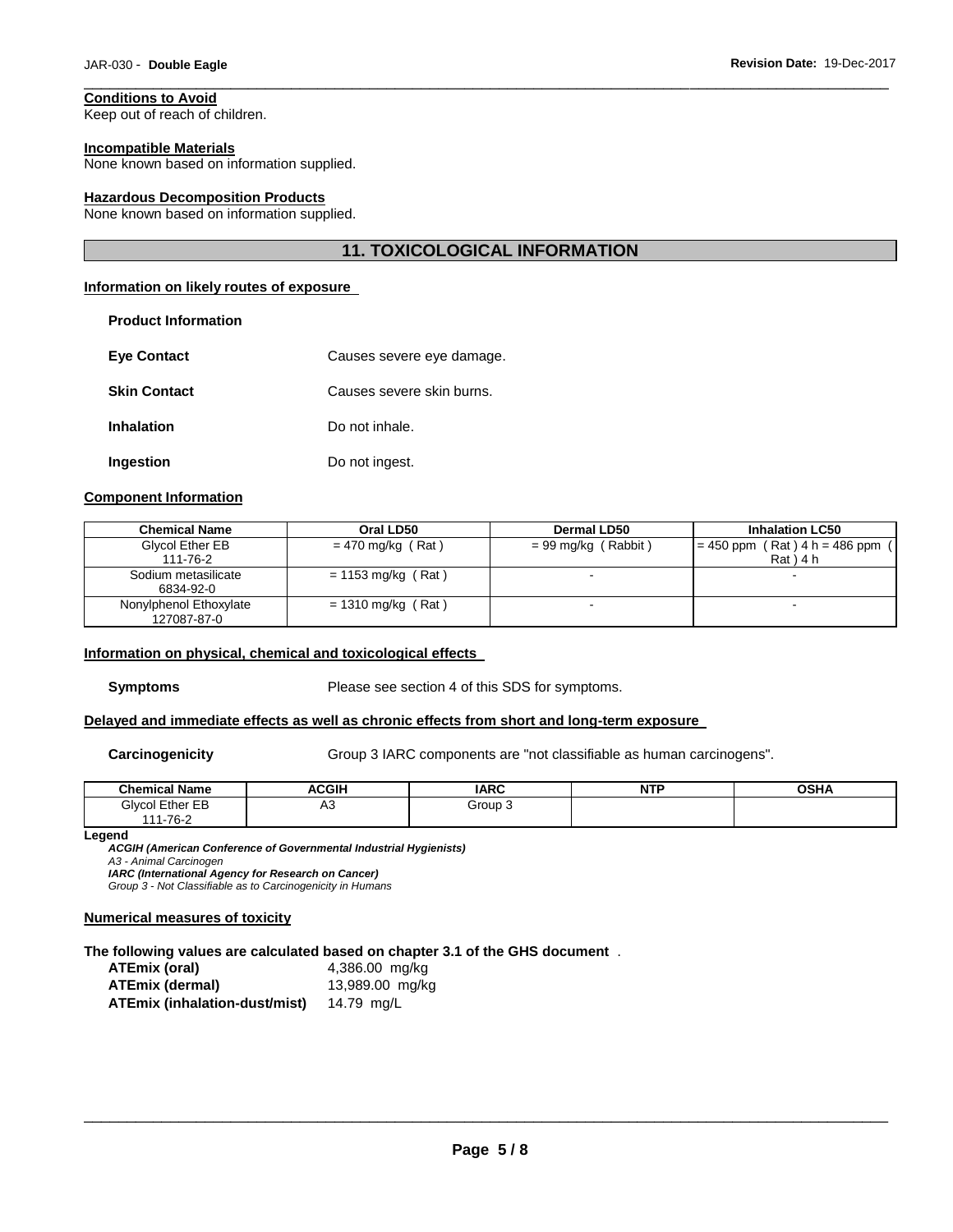#### Conditions to Avoid

Keep out of reach of children.

#### Incompatible Materials

None known based on information supplied.

#### Hazardous Decomposition Products

None known based on information supplied.

## 11. TOXICOLOGICAL INFORMATION

### Information on likely routes of exposure

**Product Information**

**Eye Contact** Causes severe eye damage.

**Skin Contact** Causes severe skin burns.

**Inhalation** Do not inhale.

**Ingestion** Do not ingest.

### Component Information

| Chemical Name | Oral LD50 | Dermal LD50 | Inhalation LC50 |
|---|---|---|---|
| Glycol Ether EB 111-76-2 | = 470 mg/kg ( Rat ) | = 99 mg/kg ( Rabbit ) | = 450 ppm ( Rat ) 4 h = 486 ppm ( Rat ) 4 h |
| Sodium metasilicate 6834-92-0 | = 1153 mg/kg ( Rat ) | - | - |
| Nonylphenol Ethoxylate 127087-87-0 | = 1310 mg/kg ( Rat ) | - | - |

### Information on physical, chemical and toxicological effects

**Symptoms** Please see section 4 of this SDS for symptoms.

### Delayed and immediate effects as well as chronic effects from short and long-term exposure

**Carcinogenicity** Group 3 IARC components are "not classifiable as human carcinogens".

| Chemical Name | ACGIH | IARC | NTP | OSHA |
|---|---|---|---|---|
| Glycol Ether EB 111-76-2 | A3 | Group 3 | | |

**Legend**

***ACGIH (American Conference of Governmental Industrial Hygienists)***
*A3 - Animal Carcinogen*
***IARC (International Agency for Research on Cancer)***
*Group 3 - Not Classifiable as to Carcinogenicity in Humans*

### Numerical measures of toxicity

**The following values are calculated based on chapter 3.1 of the GHS document** .

**ATEmix (oral)** 4,386.00 mg/kg
**ATEmix (dermal)** 13,989.00 mg/kg
**ATEmix (inhalation-dust/mist)** 14.79 mg/L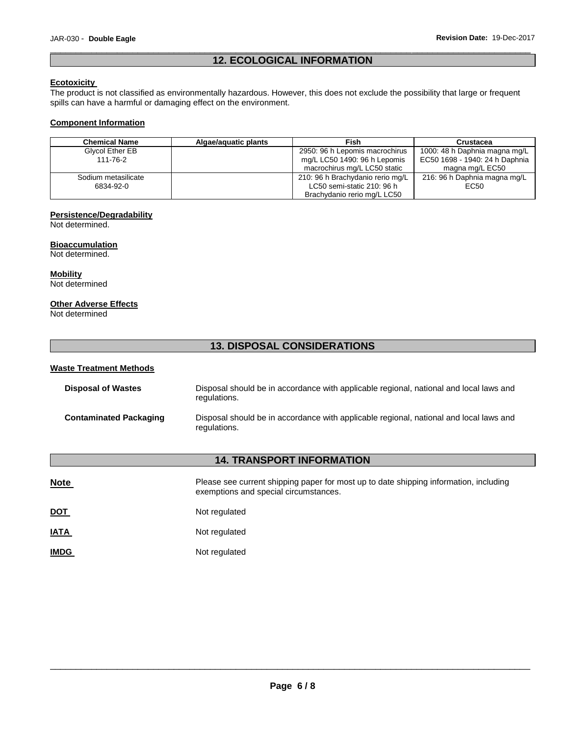## 12. ECOLOGICAL INFORMATION

**Ecotoxicity**

The product is not classified as environmentally hazardous. However, this does not exclude the possibility that large or frequent spills can have a harmful or damaging effect on the environment.

**Component Information**

| Chemical Name | Algae/aquatic plants | Fish | Crustacea |
|---|---|---|---|
| Glycol Ether EB<br>111-76-2 | | 2950: 96 h Lepomis macrochirus mg/L LC50 1490: 96 h Lepomis macrochirus mg/L LC50 static | 1000: 48 h Daphnia magna mg/L EC50 1698 - 1940: 24 h Daphnia magna mg/L EC50 |
| Sodium metasilicate<br>6834-92-0 | | 210: 96 h Brachydanio rerio mg/L LC50 semi-static 210: 96 h Brachydanio rerio mg/L LC50 | 216: 96 h Daphnia magna mg/L EC50 |

**Persistence/Degradability**

Not determined.

**Bioaccumulation**

Not determined.

**Mobility**

Not determined

**Other Adverse Effects**

Not determined

## 13. DISPOSAL CONSIDERATIONS

**Waste Treatment Methods**

**Disposal of Wastes**: Disposal should be in accordance with applicable regional, national and local laws and regulations.

**Contaminated Packaging**: Disposal should be in accordance with applicable regional, national and local laws and regulations.

## 14. TRANSPORT INFORMATION

**Note**: Please see current shipping paper for most up to date shipping information, including exemptions and special circumstances.

**DOT**: Not regulated

**IATA**: Not regulated

**IMDG**: Not regulated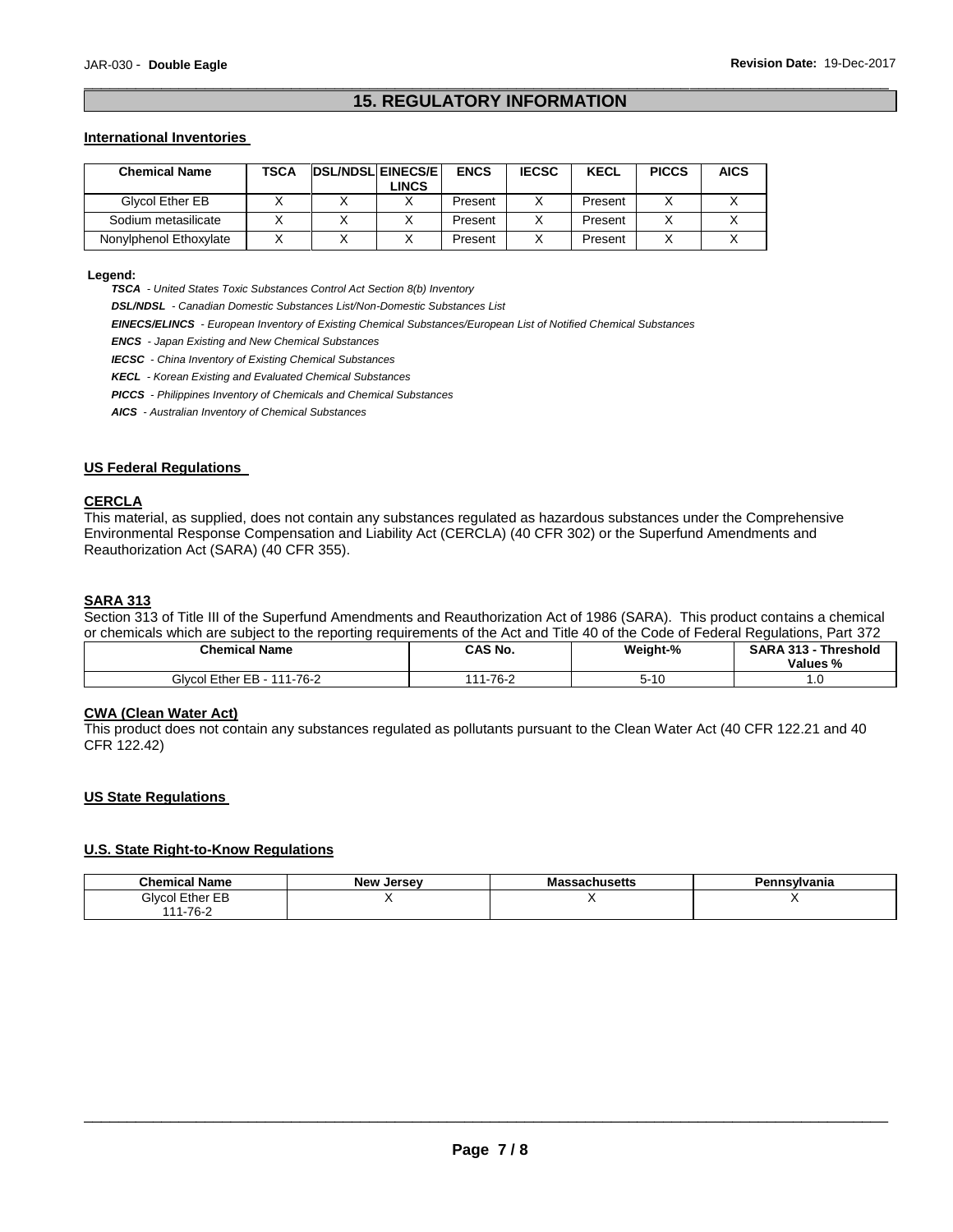## 15. REGULATORY INFORMATION

### International Inventories

| Chemical Name | TSCA | DSL/NDSL | EINECS/ELINCS | ENCS | IECSC | KECL | PICCS | AICS |
|---|---|---|---|---|---|---|---|---|
| Glycol Ether EB | X | X | X | Present | X | Present | X | X |
| Sodium metasilicate | X | X | X | Present | X | Present | X | X |
| Nonylphenol Ethoxylate | X | X | X | Present | X | Present | X | X |

**Legend:**

***TSCA*** *- United States Toxic Substances Control Act Section 8(b) Inventory*

***DSL/NDSL*** *- Canadian Domestic Substances List/Non-Domestic Substances List*

***EINECS/ELINCS*** *- European Inventory of Existing Chemical Substances/European List of Notified Chemical Substances*

***ENCS*** *- Japan Existing and New Chemical Substances*

***IECSC*** *- China Inventory of Existing Chemical Substances*

***KECL*** *- Korean Existing and Evaluated Chemical Substances*

***PICCS*** *- Philippines Inventory of Chemicals and Chemical Substances*

***AICS*** *- Australian Inventory of Chemical Substances*

### US Federal Regulations

#### CERCLA

This material, as supplied, does not contain any substances regulated as hazardous substances under the Comprehensive Environmental Response Compensation and Liability Act (CERCLA) (40 CFR 302) or the Superfund Amendments and Reauthorization Act (SARA) (40 CFR 355).

#### SARA 313

Section 313 of Title III of the Superfund Amendments and Reauthorization Act of 1986 (SARA). This product contains a chemical or chemicals which are subject to the reporting requirements of the Act and Title 40 of the Code of Federal Regulations, Part 372

| Chemical Name | CAS No. | Weight-% | SARA 313 - Threshold Values % |
|---|---|---|---|
| Glycol Ether EB - 111-76-2 | 111-76-2 | 5-10 | 1.0 |

#### CWA (Clean Water Act)

This product does not contain any substances regulated as pollutants pursuant to the Clean Water Act (40 CFR 122.21 and 40 CFR 122.42)

### US State Regulations

#### U.S. State Right-to-Know Regulations

| Chemical Name | New Jersey | Massachusetts | Pennsylvania |
|---|---|---|---|
| Glycol Ether EB 111-76-2 | X | X | X |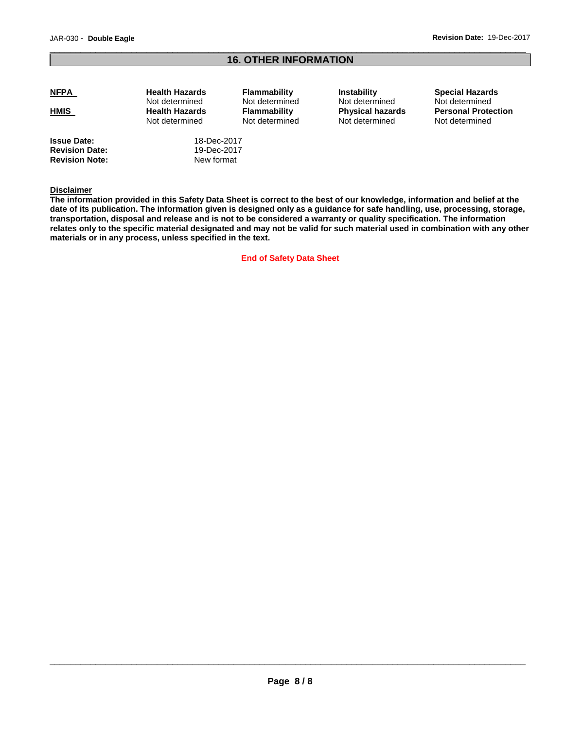## 16. OTHER INFORMATION

| | | | | |
|---|---|---|---|---|
| **NFPA** | **Health Hazards** | **Flammability** | **Instability** | **Special Hazards** |
| | Not determined | Not determined | Not determined | Not determined |
| **HMIS** | **Health Hazards** | **Flammability** | **Physical hazards** | **Personal Protection** |
| | Not determined | Not determined | Not determined | Not determined |

**Issue Date:** 18-Dec-2017
**Revision Date:** 19-Dec-2017
**Revision Note:** New format

**Disclaimer**

**The information provided in this Safety Data Sheet is correct to the best of our knowledge, information and belief at the date of its publication. The information given is designed only as a guidance for safe handling, use, processing, storage, transportation, disposal and release and is not to be considered a warranty or quality specification. The information relates only to the specific material designated and may not be valid for such material used in combination with any other materials or in any process, unless specified in the text.**

**End of Safety Data Sheet**